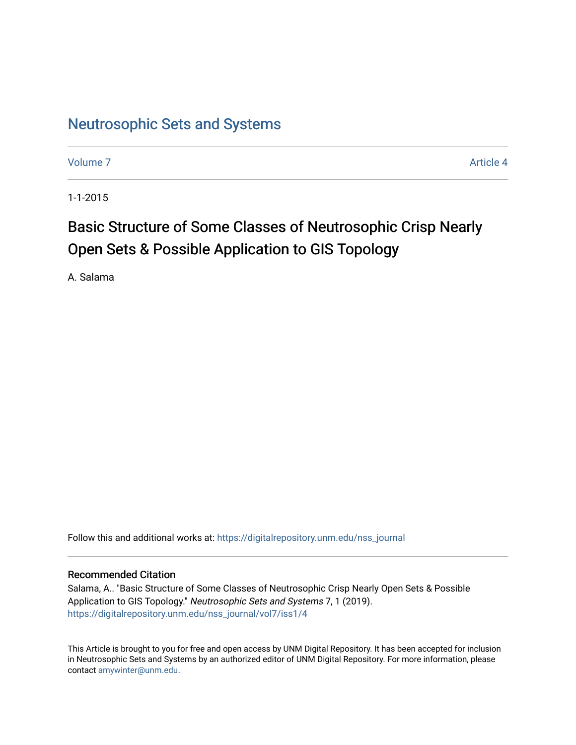Neutrosophic Sets and Systems

Volume 7 Article 4

1-1-2015

# Basic Structure of Some Classes of Neutrosophic Crisp Nearly Open Sets & Possible Application to GIS Topology

A. Salama

Follow this and additional works at: https://digitalrepository.unm.edu/nss_journal

## Recommended Citation

Salama, A.. "Basic Structure of Some Classes of Neutrosophic Crisp Nearly Open Sets & Possible Application to GIS Topology." *Neutrosophic Sets and Systems* 7, 1 (2019).
https://digitalrepository.unm.edu/nss_journal/vol7/iss1/4

This Article is brought to you for free and open access by UNM Digital Repository. It has been accepted for inclusion in Neutrosophic Sets and Systems by an authorized editor of UNM Digital Repository. For more information, please contact amywinter@unm.edu.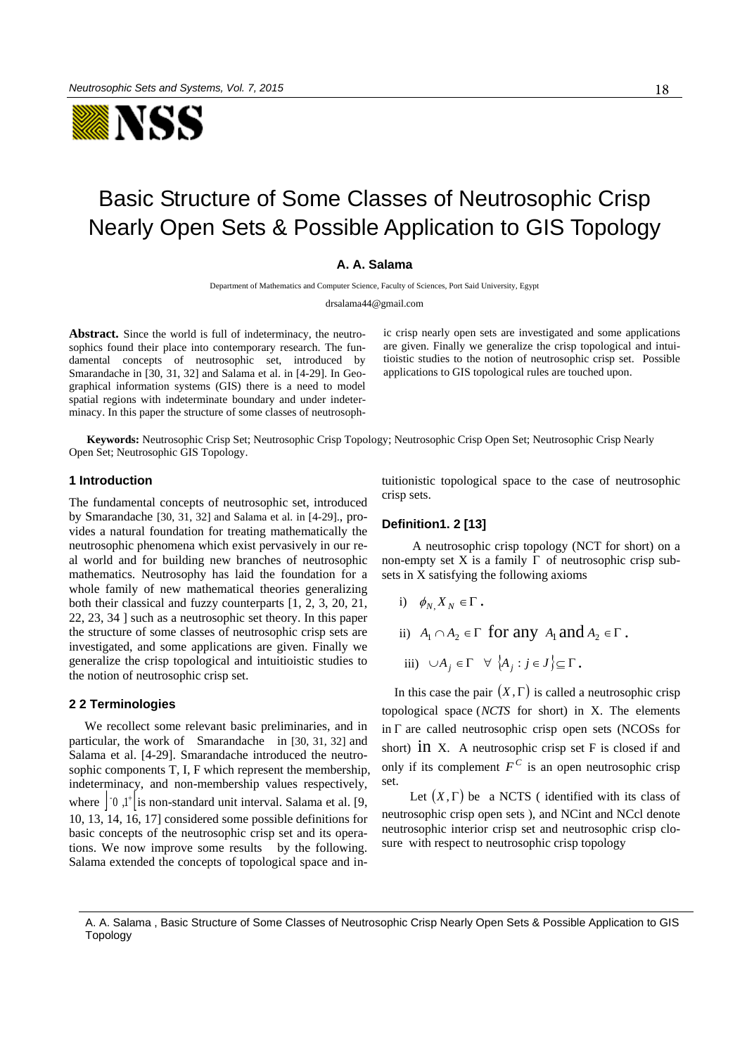# Basic Structure of Some Classes of Neutrosophic Crisp Nearly Open Sets & Possible Application to GIS Topology

**A. A. Salama**

Department of Mathematics and Computer Science, Faculty of Sciences, Port Said University, Egypt

drsalama44@gmail.com

**Abstract.** Since the world is full of indeterminacy, the neutrosophics found their place into contemporary research. The fundamental concepts of neutrosophic set, introduced by Smarandache in [30, 31, 32] and Salama et al. in [4-29]. In Geographical information systems (GIS) there is a need to model spatial regions with indeterminate boundary and under indeterminacy. In this paper the structure of some classes of neutrosophic crisp nearly open sets are investigated and some applications are given. Finally we generalize the crisp topological and intuitioistic studies to the notion of neutrosophic crisp set. Possible applications to GIS topological rules are touched upon.

**Keywords:** Neutrosophic Crisp Set; Neutrosophic Crisp Topology; Neutrosophic Crisp Open Set; Neutrosophic Crisp Nearly Open Set; Neutrosophic GIS Topology.

## 1 Introduction

The fundamental concepts of neutrosophic set, introduced by Smarandache [30, 31, 32] and Salama et al. in [4-29]., provides a natural foundation for treating mathematically the neutrosophic phenomena which exist pervasively in our real world and for building new branches of neutrosophic mathematics. Neutrosophy has laid the foundation for a whole family of new mathematical theories generalizing both their classical and fuzzy counterparts [1, 2, 3, 20, 21, 22, 23, 34 ] such as a neutrosophic set theory. In this paper the structure of some classes of neutrosophic crisp sets are investigated, and some applications are given. Finally we generalize the crisp topological and intuitioistic studies to the notion of neutrosophic crisp set.

## 2 2 Terminologies

We recollect some relevant basic preliminaries, and in particular, the work of Smarandache in [30, 31, 32] and Salama et al. [4-29]. Smarandache introduced the neutrosophic components T, I, F which represent the membership, indeterminacy, and non-membership values respectively, where $\left]^{-}0,1^{+}\right[$ is non-standard unit interval. Salama et al. [9, 10, 13, 14, 16, 17] considered some possible definitions for basic concepts of the neutrosophic crisp set and its operations. We now improve some results by the following. Salama extended the concepts of topological space and intuitionistic topological space to the case of neutrosophic crisp sets.

### Definition1. 2 [13]

A neutrosophic crisp topology (NCT for short) on a non-empty set X is a family $\Gamma$ of neutrosophic crisp subsets in X satisfying the following axioms

i) $\phi_{N,} X_N \in \Gamma$.

ii) $A_1 \cap A_2 \in \Gamma$ for any $A_1$ and $A_2 \in \Gamma$.

iii) $\cup A_j \in \Gamma \quad \forall \ \{A_j : j \in J\} \subseteq \Gamma$.

In this case the pair $(X, \Gamma)$ is called a neutrosophic crisp topological space (*NCTS* for short) in X. The elements in $\Gamma$ are called neutrosophic crisp open sets (NCOSs for short) in X. A neutrosophic crisp set F is closed if and only if its complement $F^C$ is an open neutrosophic crisp set.

Let $(X, \Gamma)$ be a NCTS ( identified with its class of neutrosophic crisp open sets ), and NCint and NCcl denote neutrosophic interior crisp set and neutrosophic crisp closure with respect to neutrosophic crisp topology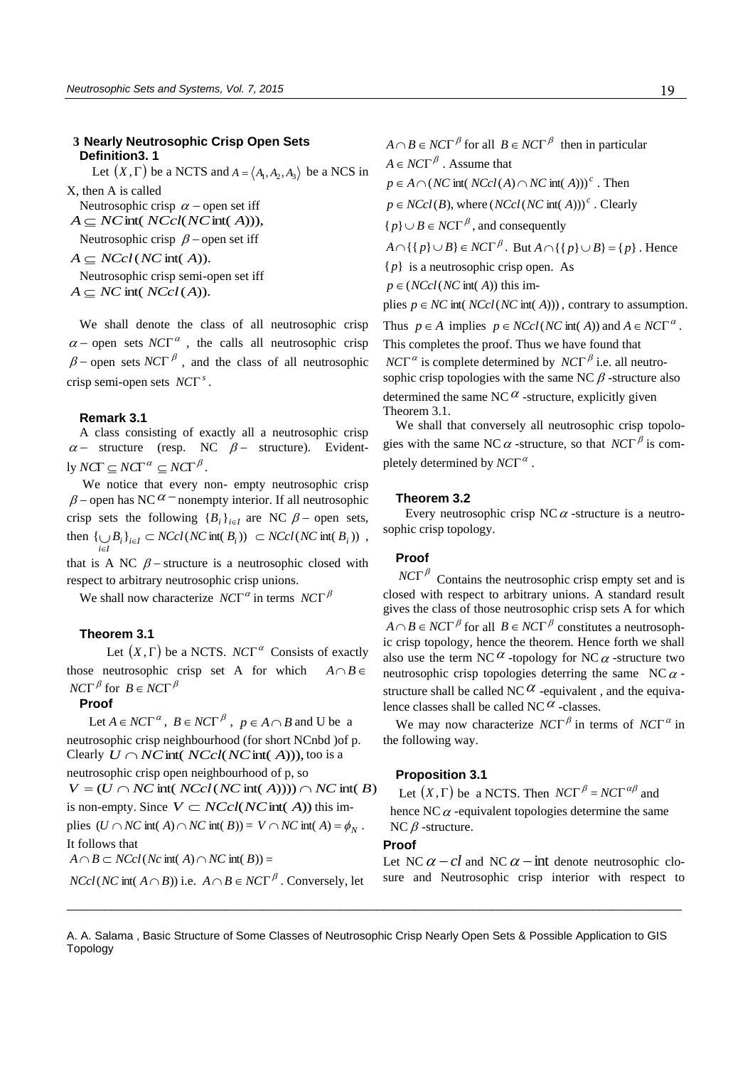## 3 Nearly Neutrosophic Crisp Open Sets

**Definition3. 1**

Let $(X, \Gamma)$ be a NCTS and $A = \langle A_1, A_2, A_3 \rangle$ be a NCS in X, then A is called

Neutrosophic crisp $\alpha$ – open set iff
$A \subseteq NC\,\text{int}(\,NCcl(NC\,\text{int}(\,A))),$

Neutrosophic crisp $\beta$ – open set iff
$A \subseteq NCcl(NC\,\text{int}(\,A)).$

Neutrosophic crisp semi-open set iff
$A \subseteq NC\,\text{int}(\,NCcl(A)).$

We shall denote the class of all neutrosophic crisp $\alpha$ – open sets $NC\Gamma^{\alpha}$ , the calls all neutrosophic crisp $\beta$ – open sets $NC\Gamma^{\beta}$ , and the class of all neutrosophic crisp semi-open sets $NC\Gamma^{s}$ .

**Remark 3.1**

A class consisting of exactly all a neutrosophic crisp $\alpha$ – structure (resp. NC $\beta$ – structure). Evidently $NC\Gamma \subseteq NC\Gamma^{\alpha} \subseteq NC\Gamma^{\beta}$.

We notice that every non- empty neutrosophic crisp $\beta$ – open has NC $\alpha$ – nonempty interior. If all neutrosophic crisp sets the following $\{B_i\}_{i\in I}$ are NC $\beta$ – open sets, then $\{\bigcup_{i\in I} B_i\}_{i\in I} \subset NCcl(NC\,\text{int}(\,B_i)) \subset NCcl(NC\,\text{int}(\,B_i))$ , that is A NC $\beta$ – structure is a neutrosophic closed with respect to arbitrary neutrosophic crisp unions.

We shall now characterize $NC\Gamma^{\alpha}$ in terms $NC\Gamma^{\beta}$

**Theorem 3.1**

Let $(X, \Gamma)$ be a NCTS. $NC\Gamma^{\alpha}$ Consists of exactly those neutrosophic crisp set A for which $A \cap B \in NC\Gamma^{\beta}$ for $B \in NC\Gamma^{\beta}$

**Proof**

Let $A \in NC\Gamma^{\alpha}$, $B \in NC\Gamma^{\beta}$, $p \in A \cap B$ and U be a neutrosophic crisp neighbourhood (for short NCnbd )of p. Clearly $U \cap NC\,\text{int}(\,NCcl(NC\,\text{int}(\,A))),$ too is a neutrosophic crisp open neighbourhood of p, so $V = (U \cap NC\,\text{int}(\,NCcl(NC\,\text{int}(\,A)))) \cap NC\,\text{int}(\,B)$ is non-empty. Since $V \subset NCcl(NC\,\text{int}(\,A))$ this implies $(U \cap NC\,\text{int}(\,A) \cap NC\,\text{int}(\,B)) = V \cap NC\,\text{int}(\,A) = \phi_N$ . It follows that
$A \cap B \subset NCcl(Nc\,\text{int}(\,A) \cap NC\,\text{int}(\,B)) =$
$NCcl(NC\,\text{int}(\,A \cap B))$ i.e. $A \cap B \in NC\Gamma^{\beta}$ . Conversely, let $A \cap B \in NC\Gamma^{\beta}$ for all $B \in NC\Gamma^{\beta}$ then in particular $A \in NC\Gamma^{\beta}$ . Assume that $p \in A \cap (NC\,\text{int}(\,NCcl(A) \cap NC\,\text{int}(\,A)))^{c}$ . Then $p \in NCcl(B)$, where $(NCcl(NC\,\text{int}(\,A)))^{c}$ . Clearly $\{p\} \cup B \in NC\Gamma^{\beta}$, and consequently $A \cap \{\{p\} \cup B\} \in NC\Gamma^{\beta}$. But $A \cap \{\{p\} \cup B\} = \{p\}$ . Hence $\{p\}$ is a neutrosophic crisp open. As $p \in (NCcl(NC\,\text{int}(\,A))$ this implies $p \in NC\,\text{int}(\,NCcl(NC\,\text{int}(\,A)))$ , contrary to assumption. Thus $p \in A$ implies $p \in NCcl(NC\,\text{int}(\,A))$ and $A \in NC\Gamma^{\alpha}$ . This completes the proof. Thus we have found that $NC\Gamma^{\alpha}$ is complete determined by $NC\Gamma^{\beta}$ i.e. all neutrosophic crisp topologies with the same NC $\beta$ -structure also determined the same NC $\alpha$ -structure, explicitly given Theorem 3.1.

We shall that conversely all neutrosophic crisp topologies with the same NC $\alpha$ -structure, so that $NC\Gamma^{\beta}$ is completely determined by $NC\Gamma^{\alpha}$ .

**Theorem 3.2**

Every neutrosophic crisp NC $\alpha$ -structure is a neutrosophic crisp topology.

**Proof**

$NC\Gamma^{\beta}$ Contains the neutrosophic crisp empty set and is closed with respect to arbitrary unions. A standard result gives the class of those neutrosophic crisp sets A for which $A \cap B \in NC\Gamma^{\beta}$ for all $B \in NC\Gamma^{\beta}$ constitutes a neutrosophic crisp topology, hence the theorem. Hence forth we shall also use the term NC $\alpha$ -topology for NC $\alpha$ -structure two neutrosophic crisp topologies deterring the same NC $\alpha$ -structure shall be called NC $\alpha$ -equivalent , and the equivalence classes shall be called NC $\alpha$ -classes.

We may now characterize $NC\Gamma^{\beta}$ in terms of $NC\Gamma^{\alpha}$ in the following way.

**Proposition 3.1**

Let $(X, \Gamma)$ be a NCTS. Then $NC\Gamma^{\beta} = NC\Gamma^{\alpha\beta}$ and hence NC $\alpha$ -equivalent topologies determine the same NC $\beta$ -structure.

**Proof**

Let NC $\alpha - cl$ and NC $\alpha - \text{int}$ denote neutrosophic closure and Neutrosophic crisp interior with respect to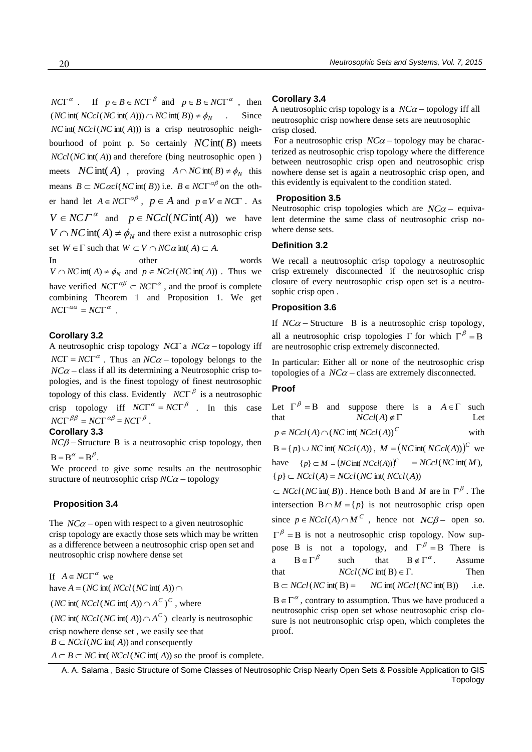$NC\Gamma^{\alpha}$ . If $p \in B \in NC\Gamma^{\beta}$ and $p \in B \in NC\Gamma^{\alpha}$ , then $(NC\text{int}(NCcl(NC\text{int}(A))) \cap NC\text{int}(B)) \neq \phi_N$ . Since $NC\text{int}(NCcl(NC\text{int}(A)))$ is a crisp neutrosophic neighbourhood of point p. So certainly $NC\text{int}(B)$ meets $NCcl(NC\text{int}(A))$ and therefore (bing neutrosophic open ) meets $NC\text{int}(A)$ , proving $A \cap NC\text{int}(B) \neq \phi_N$ this means $B \subset NC\alpha cl(NC\text{int}(B))$ i.e. $B \in NC\Gamma^{\alpha\beta}$ on the other hand let $A \in NC\Gamma^{\alpha\beta}$ , $p \in A$ and $p \in V \in NC\Gamma$ . As $V \in NC\Gamma^{\alpha}$ and $p \in NCcl(NC\text{int}(A))$ we have $V \cap NC\text{int}(A) \neq \phi_N$ and there exist a nutrosophic crisp set $W \in \Gamma$ such that $W \subset V \cap NC\alpha\,\text{int}(A) \subset A$.

In other words $V \cap NC\text{int}(A) \neq \phi_N$ and $p \in NCcl(NC\text{int}(A))$ . Thus we have verified $NC\Gamma^{\alpha\beta} \subset NC\Gamma^{\alpha}$ , and the proof is complete combining Theorem 1 and Proposition 1. We get $NC\Gamma^{\alpha\alpha} = NC\Gamma^{\alpha}$ .

### Corollary 3.2

A neutrosophic crisp topology $NC\Gamma$ a $NC\alpha -$ topology iff $NC\Gamma = NC\Gamma^{\alpha}$ . Thus an $NC\alpha -$ topology belongs to the $NC\alpha -$ class if all its determining a Neutrosophic crisp topologies, and is the finest topology of finest neutrosophic topology of this class. Evidently $NC\Gamma^{\beta}$ is a neutrosophic crisp topology iff $NC\Gamma^{\alpha} = NC\Gamma^{\beta}$ . In this case $NC\Gamma^{\beta\beta} = NC\Gamma^{\alpha\beta} = NC\Gamma^{\beta}$ .

### Corollary 3.3

$NC\beta -$ Structure B is a neutrosophic crisp topology, then $\mathrm{B} = \mathrm{B}^{\alpha} = \mathrm{B}^{\beta}$.

We proceed to give some results an the neutrosophic structure of neutrosophic crisp $NC\alpha -$ topology

### Proposition 3.4

The $NC\alpha -$ open with respect to a given neutrosophic crisp topology are exactly those sets which may be written as a difference between a neutrosophic crisp open set and neutrosophic crisp nowhere dense set

If $A \in NC\Gamma^{\alpha}$ we have $A = (NC\text{int}(NCcl(NC\text{int}(A)) \cap$ $(NC\text{int}(NCcl(NC\text{int}(A)) \cap A^{C})^{C}$ , where $(NC\text{int}(NCcl(NC\text{int}(A)) \cap A^{C})$ clearly is neutrosophic crisp nowhere dense set , we easily see that $B \subset NCcl(NC\text{int}(A))$ and consequently $A \subset B \subset NC\text{int}(NCcl(NC\text{int}(A))$ so the proof is complete.

### Corollary 3.4

A neutrosophic crisp topology is a $NC\alpha -$ topology iff all neutrosophic crisp nowhere dense sets are neutrosophic crisp closed.

For a neutrosophic crisp $NC\alpha -$ topology may be characterized as neutrosophic crisp topology where the difference between neutrosophic crisp open and neutrosophic crisp nowhere dense set is again a neutrosophic crisp open, and this evidently is equivalent to the condition stated.

### Proposition 3.5

Neutrosophic crisp topologies which are $NC\alpha -$ equivalent determine the same class of neutrosophic crisp nowhere dense sets.

### Definition 3.2

We recall a neutrosophic crisp topology a neutrosophic crisp extremely disconnected if the neutrosophic crisp closure of every neutrosophic crisp open set is a neutrosophic crisp open .

### Proposition 3.6

If $NC\alpha -$ Structure B is a neutrosophic crisp topology, all a neutrosophic crisp topologies $\Gamma$ for which $\Gamma^{\beta} = \mathrm{B}$ are neutrosophic crisp extremely disconnected.

In particular: Either all or none of the neutrosophic crisp topologies of a $NC\alpha -$ class are extremely disconnected.

### Proof

Let $\Gamma^{\beta} = \mathrm{B}$ and suppose there is a $A \in \Gamma$ such that $NCcl(A) \notin \Gamma$ Let $p \in NCcl(A) \cap (NC\text{int}(NCcl(A))^{C}$ with $\mathrm{B} = \{p\} \cup NC\text{int}(NCcl(A))$ , $M = \left(NC\text{int}(NCcl(A))\right)^{C}$ we have $\{p\} \subset M = \left(NC\text{int}(NCcl(A))\right)^{C} = NCcl(NC\text{int}(M)$, $\{p\} \subset NCcl(A) = NCcl(NC\text{int}(NCcl(A))$ $\subset NCcl(NC\text{int}(B))$ . Hence both B and $M$ are in $\Gamma^{\beta}$ . The intersection $\mathrm{B} \cap M = \{p\}$ is not neutrosophic crisp open since $p \in NCcl(A) \cap M^{C}$ , hence not $NC\beta -$ open so. $\Gamma^{\beta} = \mathrm{B}$ is not a neutrosophic crisp topology. Now suppose B is not a topology, and $\Gamma^{\beta} = \mathrm{B}$ There is a $\mathrm{B} \in \Gamma^{\beta}$ such that $\mathrm{B} \notin \Gamma^{\alpha}$. Assume that $NCcl(NC\text{int}(\mathrm{B}) \in \Gamma.$ Then $\mathrm{B} \subset NCcl(NC\text{int}(\mathrm{B}) = NC\text{int}(NCcl(NC\text{int}(\mathrm{B}))$ .i.e. $\mathrm{B} \in \Gamma^{\alpha}$, contrary to assumption. Thus we have produced a neutrosophic crisp open set whose neutrosophic crisp closure is not neutronsophic crisp open, which completes the proof.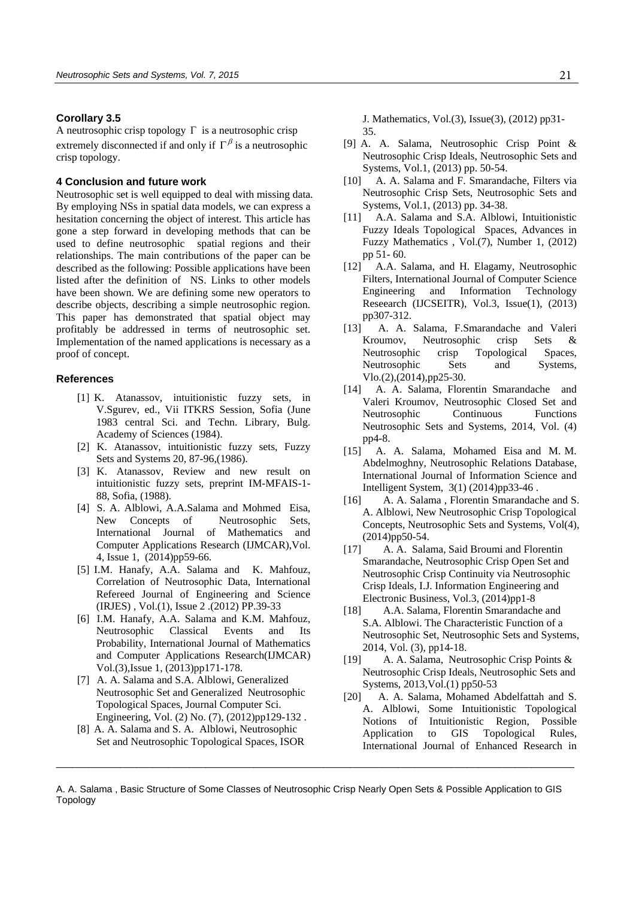**Corollary 3.5**

A neutrosophic crisp topology $\Gamma$ is a neutrosophic crisp extremely disconnected if and only if $\Gamma^{\beta}$ is a neutrosophic crisp topology.

## 4 Conclusion and future work

Neutrosophic set is well equipped to deal with missing data. By employing NSs in spatial data models, we can express a hesitation concerning the object of interest. This article has gone a step forward in developing methods that can be used to define neutrosophic spatial regions and their relationships. The main contributions of the paper can be described as the following: Possible applications have been listed after the definition of NS. Links to other models have been shown. We are defining some new operators to describe objects, describing a simple neutrosophic region. This paper has demonstrated that spatial object may profitably be addressed in terms of neutrosophic set. Implementation of the named applications is necessary as a proof of concept.

## References

[1] K. Atanassov, intuitionistic fuzzy sets, in V.Sgurev, ed., Vii ITKRS Session, Sofia (June 1983 central Sci. and Techn. Library, Bulg. Academy of Sciences (1984).

[2] K. Atanassov, intuitionistic fuzzy sets, Fuzzy Sets and Systems 20, 87-96,(1986).

[3] K. Atanassov, Review and new result on intuitionistic fuzzy sets, preprint IM-MFAIS-1-88, Sofia, (1988).

[4] S. A. Alblowi, A.A.Salama and Mohmed Eisa, New Concepts of Neutrosophic Sets, International Journal of Mathematics and Computer Applications Research (IJMCAR),Vol. 4, Issue 1, (2014)pp59-66.

[5] I.M. Hanafy, A.A. Salama and K. Mahfouz, Correlation of Neutrosophic Data, International Refereed Journal of Engineering and Science (IRJES) , Vol.(1), Issue 2 .(2012) PP.39-33

[6] I.M. Hanafy, A.A. Salama and K.M. Mahfouz, Neutrosophic Classical Events and Its Probability, International Journal of Mathematics and Computer Applications Research(IJMCAR) Vol.(3),Issue 1, (2013)pp171-178.

[7] A. A. Salama and S.A. Alblowi, Generalized Neutrosophic Set and Generalized Neutrosophic Topological Spaces, Journal Computer Sci. Engineering, Vol. (2) No. (7), (2012)pp129-132 .

[8] A. A. Salama and S. A. Alblowi, Neutrosophic Set and Neutrosophic Topological Spaces, ISOR J. Mathematics, Vol.(3), Issue(3), (2012) pp31-35.

[9] A. A. Salama, Neutrosophic Crisp Point & Neutrosophic Crisp Ideals, Neutrosophic Sets and Systems, Vol.1, (2013) pp. 50-54.

[10] A. A. Salama and F. Smarandache, Filters via Neutrosophic Crisp Sets, Neutrosophic Sets and Systems, Vol.1, (2013) pp. 34-38.

[11] A.A. Salama and S.A. Alblowi, Intuitionistic Fuzzy Ideals Topological Spaces, Advances in Fuzzy Mathematics , Vol.(7), Number 1, (2012) pp 51- 60.

[12] A.A. Salama, and H. Elagamy, Neutrosophic Filters, International Journal of Computer Science Engineering and Information Technology Reseearch (IJCSEITR), Vol.3, Issue(1), (2013) pp307-312.

[13] A. A. Salama, F.Smarandache and Valeri Kroumov, Neutrosophic crisp Sets & Neutrosophic crisp Topological Spaces, Neutrosophic Sets and Systems, Vlo.(2),(2014),pp25-30.

[14] A. A. Salama, Florentin Smarandache and Valeri Kroumov, Neutrosophic Closed Set and Neutrosophic Continuous Functions Neutrosophic Sets and Systems, 2014, Vol. (4) pp4-8.

[15] A. A. Salama, Mohamed Eisa and M. M. Abdelmoghny, Neutrosophic Relations Database, International Journal of Information Science and Intelligent System, 3(1) (2014)pp33-46 .

[16] A. A. Salama , Florentin Smarandache and S. A. Alblowi, New Neutrosophic Crisp Topological Concepts, Neutrosophic Sets and Systems, Vol(4), (2014)pp50-54.

[17] A. A. Salama, Said Broumi and Florentin Smarandache, Neutrosophic Crisp Open Set and Neutrosophic Crisp Continuity via Neutrosophic Crisp Ideals, I.J. Information Engineering and Electronic Business, Vol.3, (2014)pp1-8

[18] A.A. Salama, Florentin Smarandache and S.A. Alblowi. The Characteristic Function of a Neutrosophic Set, Neutrosophic Sets and Systems, 2014, Vol. (3), pp14-18.

[19] A. A. Salama, Neutrosophic Crisp Points & Neutrosophic Crisp Ideals, Neutrosophic Sets and Systems, 2013,Vol.(1) pp50-53

[20] A. A. Salama, Mohamed Abdelfattah and S. A. Alblowi, Some Intuitionistic Topological Notions of Intuitionistic Region, Possible Application to GIS Topological Rules, International Journal of Enhanced Research in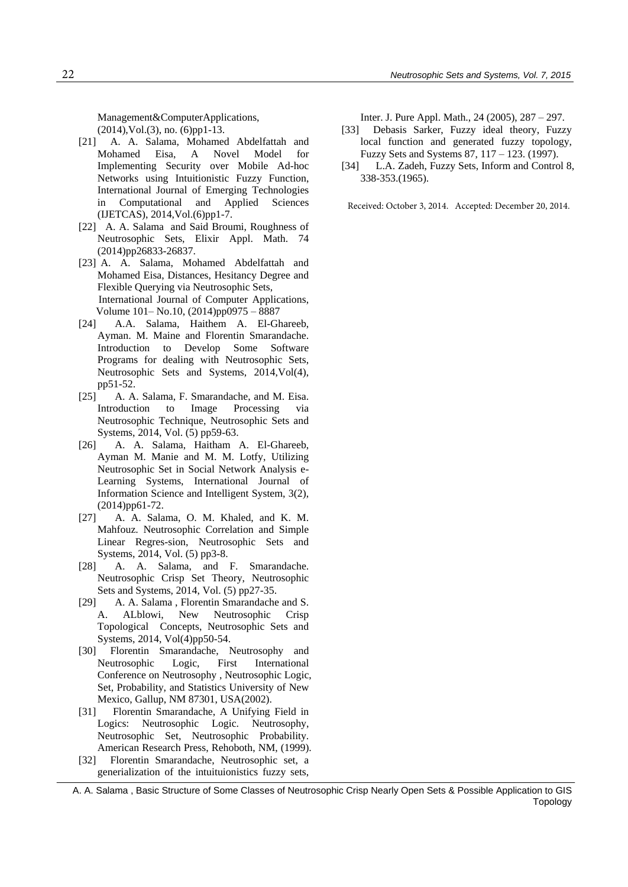Management&ComputerApplications, (2014),Vol.(3), no. (6)pp1-13.

[21] A. A. Salama, Mohamed Abdelfattah and Mohamed Eisa, A Novel Model for Implementing Security over Mobile Ad-hoc Networks using Intuitionistic Fuzzy Function, International Journal of Emerging Technologies in Computational and Applied Sciences (IJETCAS), 2014,Vol.(6)pp1-7.

[22] A. A. Salama and Said Broumi, Roughness of Neutrosophic Sets, Elixir Appl. Math. 74 (2014)pp26833-26837.

[23] A. A. Salama, Mohamed Abdelfattah and Mohamed Eisa, Distances, Hesitancy Degree and Flexible Querying via Neutrosophic Sets, International Journal of Computer Applications, Volume 101– No.10, (2014)pp0975 – 8887

[24] A.A. Salama, Haithem A. El-Ghareeb, Ayman. M. Maine and Florentin Smarandache. Introduction to Develop Some Software Programs for dealing with Neutrosophic Sets, Neutrosophic Sets and Systems, 2014,Vol(4), pp51-52.

[25] A. A. Salama, F. Smarandache, and M. Eisa. Introduction to Image Processing via Neutrosophic Technique, Neutrosophic Sets and Systems, 2014, Vol. (5) pp59-63.

[26] A. A. Salama, Haitham A. El-Ghareeb, Ayman M. Manie and M. M. Lotfy, Utilizing Neutrosophic Set in Social Network Analysis e-Learning Systems, International Journal of Information Science and Intelligent System, 3(2), (2014)pp61-72.

[27] A. A. Salama, O. M. Khaled, and K. M. Mahfouz. Neutrosophic Correlation and Simple Linear Regres-sion, Neutrosophic Sets and Systems, 2014, Vol. (5) pp3-8.

[28] A. A. Salama, and F. Smarandache. Neutrosophic Crisp Set Theory, Neutrosophic Sets and Systems, 2014, Vol. (5) pp27-35.

[29] A. A. Salama , Florentin Smarandache and S. A. ALblowi, New Neutrosophic Crisp Topological Concepts, Neutrosophic Sets and Systems, 2014, Vol(4)pp50-54.

[30] Florentin Smarandache, Neutrosophy and Neutrosophic Logic, First International Conference on Neutrosophy , Neutrosophic Logic, Set, Probability, and Statistics University of New Mexico, Gallup, NM 87301, USA(2002).

[31] Florentin Smarandache, A Unifying Field in Logics: Neutrosophic Logic. Neutrosophy, Neutrosophic Set, Neutrosophic Probability. American Research Press, Rehoboth, NM, (1999).

[32] Florentin Smarandache, Neutrosophic set, a generialization of the intuituionistics fuzzy sets, Inter. J. Pure Appl. Math., 24 (2005), 287 – 297.

[33] Debasis Sarker, Fuzzy ideal theory, Fuzzy local function and generated fuzzy topology, Fuzzy Sets and Systems 87, 117 – 123. (1997).

[34] L.A. Zadeh, Fuzzy Sets, Inform and Control 8, 338-353.(1965).

Received: October 3, 2014. Accepted: December 20, 2014.